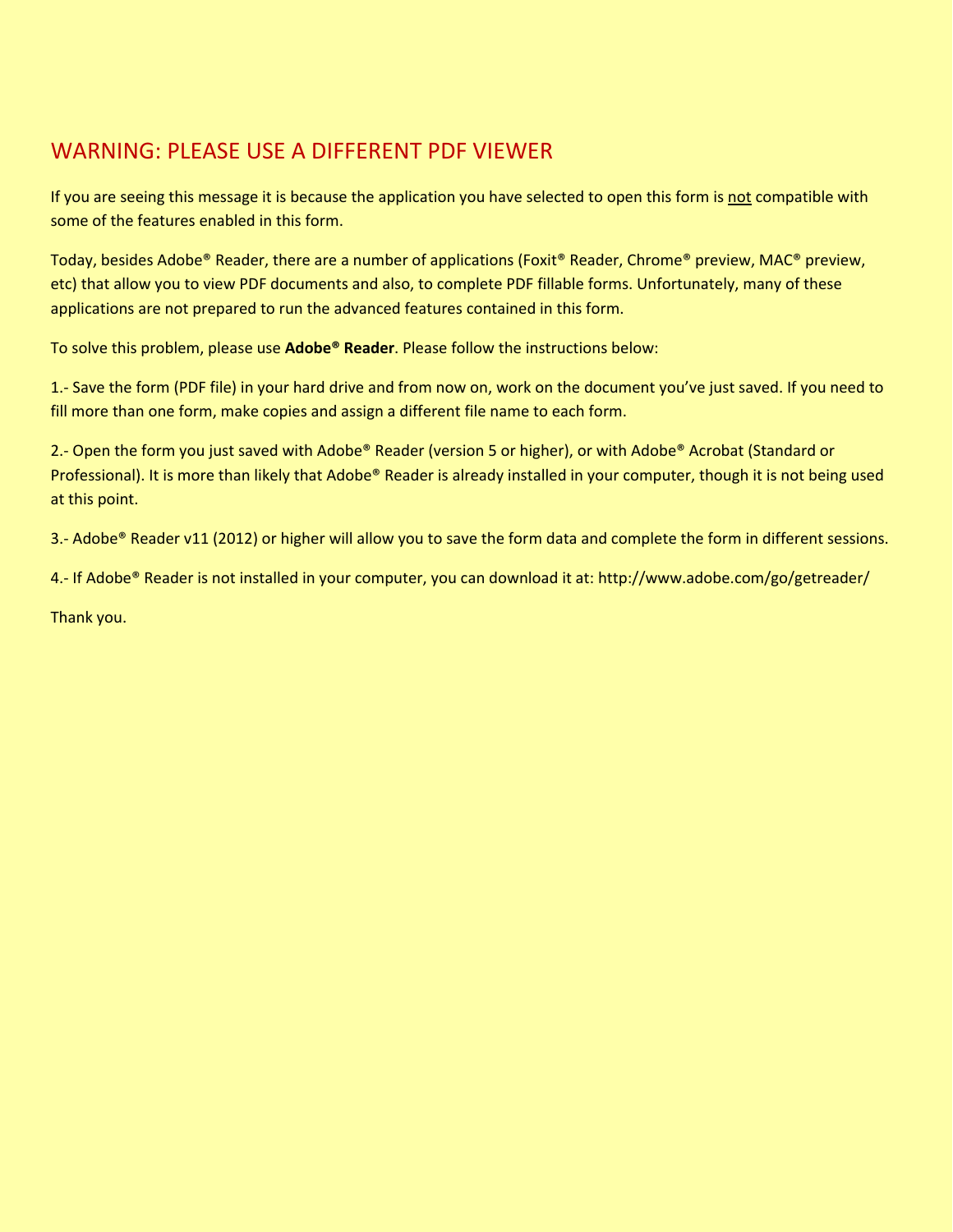# WARNING: PLEASE USE A DIFFERENT PDF VIEWER

If you are seeing this message it is because the application you have selected to open this form is <u>not</u> compatible with some of the features enabled in this form.

Today, besides Adobe® Reader, there are a number of applications (Foxit® Reader, Chrome® preview, MAC® preview, etc) that allow you to view PDF documents and also, to complete PDF fillable forms. Unfortunately, many of these applications are not prepared to run the advanced features contained in this form.

To solve this problem, please use **Adobe® Reader**. Please follow the instructions below:

1.- Save the form (PDF file) in your hard drive and from now on, work on the document you've just saved. If you need to fill more than one form, make copies and assign a different file name to each form.

2.- Open the form you just saved with Adobe® Reader (version 5 or higher), or with Adobe® Acrobat (Standard or Professional). It is more than likely that Adobe® Reader is already installed in your computer, though it is not being used at this point.

3.- Adobe® Reader v11 (2012) or higher will allow you to save the form data and complete the form in different sessions.

4.- If Adobe® Reader is not installed in your computer, you can download it at: http://www.adobe.com/go/getreader/

Thank you.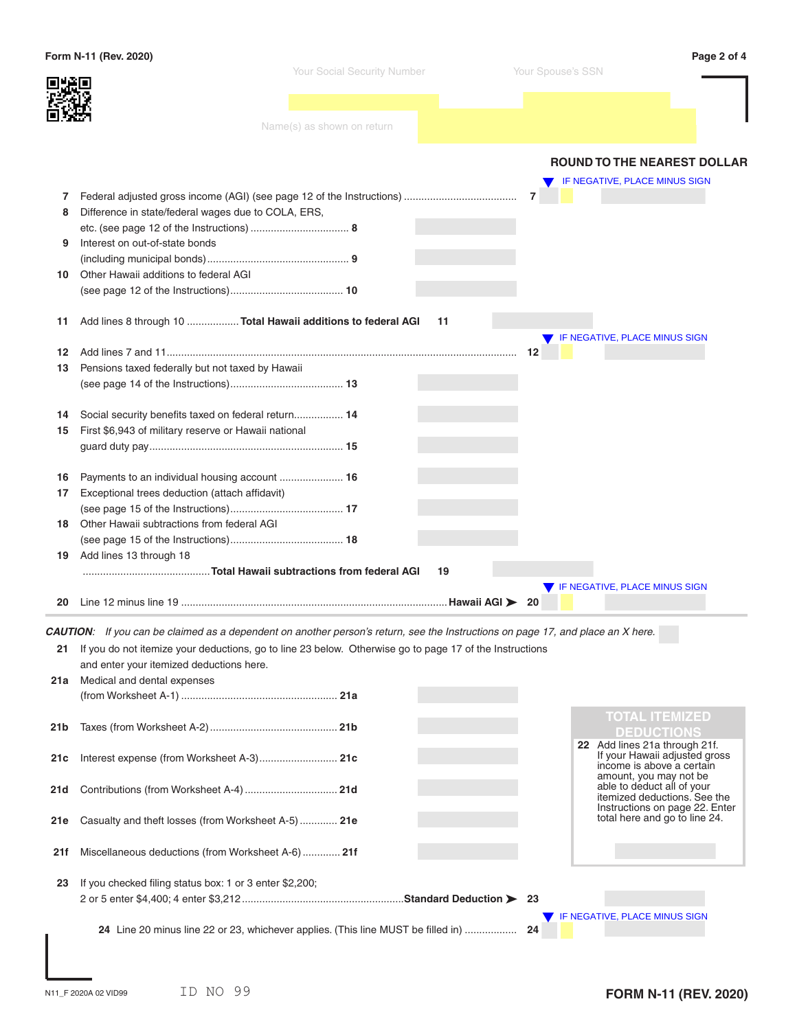Form N-11 (Rev. 2020)

Your Social Security Number | Your Spouse's SSN

Name(s) as shown on return

**ROUND TO THE NEAREST DOLLAR**

IF NEGATIVE, PLACE MINUS SIGN

7 Federal adjusted gross income (AGI) (see page 12 of the Instructions) ....................................... 7

8 Difference in state/federal wages due to COLA, ERS, etc. (see page 12 of the Instructions) ................................. 8

9 Interest on out-of-state bonds (including municipal bonds) ................................................ 9

10 Other Hawaii additions to federal AGI (see page 12 of the Instructions)....................................... 10

11 Add lines 8 through 10 .................. **Total Hawaii additions to federal AGI** 11

IF NEGATIVE, PLACE MINUS SIGN

12 Add lines 7 and 11........................................................................................................................ 12

13 Pensions taxed federally but not taxed by Hawaii (see page 14 of the Instructions)....................................... 13

14 Social security benefits taxed on federal return................. 14

15 First $6,943 of military reserve or Hawaii national guard duty pay.................................................................. 15

16 Payments to an individual housing account ...................... 16

17 Exceptional trees deduction (attach affidavit) (see page 15 of the Instructions)....................................... 17

18 Other Hawaii subtractions from federal AGI (see page 15 of the Instructions)....................................... 18

19 Add lines 13 through 18 ............................................**Total Hawaii subtractions from federal AGI** 19

IF NEGATIVE, PLACE MINUS SIGN

20 Line 12 minus line 19 .......................................................................................... **Hawaii AGI** ➤ 20

***CAUTION**: If you can be claimed as a dependent on another person's return, see the Instructions on page 17, and place an X here.*

21 If you do not itemize your deductions, go to line 23 below. Otherwise go to page 17 of the Instructions and enter your itemized deductions here.

21a Medical and dental expenses (from Worksheet A-1) ..................................................... 21a

21b Taxes (from Worksheet A-2) ............................................ 21b

21c Interest expense (from Worksheet A-3)........................... 21c

21d Contributions (from Worksheet A-4) ................................ 21d

21e Casualty and theft losses (from Worksheet A-5) ............. 21e

21f Miscellaneous deductions (from Worksheet A-6) ............. 21f

**TOTAL ITEMIZED DEDUCTIONS**

22 Add lines 21a through 21f. If your Hawaii adjusted gross income is above a certain amount, you may not be able to deduct all of your itemized deductions. See the Instructions on page 22. Enter total here and go to line 24.

23 If you checked filing status box: 1 or 3 enter $2,200; 2 or 5 enter $4,400; 4 enter $3,212 ....................................................... **Standard Deduction** ➤ 23

IF NEGATIVE, PLACE MINUS SIGN

24 Line 20 minus line 22 or 23, whichever applies. (This line MUST be filled in) .................. 24

N11_F 2020A 02 VID99 ID NO 99

**FORM N-11 (REV. 2020)**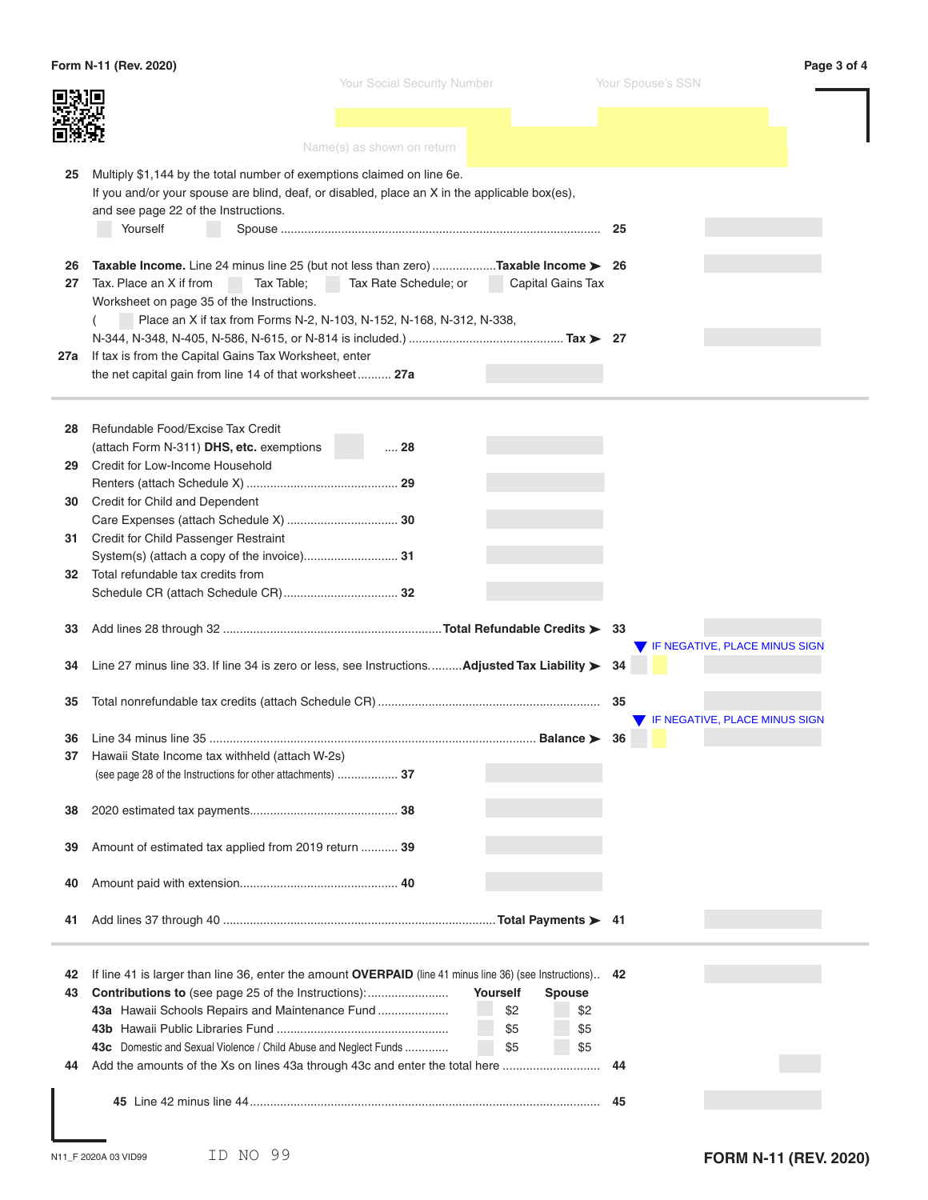Form N-11 (Rev. 2020)

Your Social Security Number

Your Spouse's SSN

Name(s) as shown on return

25 Multiply $1,144 by the total number of exemptions claimed on line 6e.
If you and/or your spouse are blind, deaf, or disabled, place an X in the applicable box(es), and see page 22 of the Instructions.
☐ Yourself ☐ Spouse .......... 25

26 **Taxable Income.** Line 24 minus line 25 (but not less than zero) .......... **Taxable Income ➤** 26

27 Tax. Place an X if from ☐ Tax Table; ☐ Tax Rate Schedule; or ☐ Capital Gains Tax Worksheet on page 35 of the Instructions.
( ☐ Place an X if tax from Forms N-2, N-103, N-152, N-168, N-312, N-338, N-344, N-348, N-405, N-586, N-615, or N-814 is included.) .......... **Tax ➤** 27

27a If tax is from the Capital Gains Tax Worksheet, enter the net capital gain from line 14 of that worksheet .......... **27a**

28 Refundable Food/Excise Tax Credit (attach Form N-311) **DHS, etc.** exemptions ☐ .... **28**

29 Credit for Low-Income Household Renters (attach Schedule X) .......... **29**

30 Credit for Child and Dependent Care Expenses (attach Schedule X) .......... **30**

31 Credit for Child Passenger Restraint System(s) (attach a copy of the invoice) .......... **31**

32 Total refundable tax credits from Schedule CR (attach Schedule CR) .......... **32**

33 Add lines 28 through 32 .......... **Total Refundable Credits ➤** 33

▼ IF NEGATIVE, PLACE MINUS SIGN

34 Line 27 minus line 33. If line 34 is zero or less, see Instructions .......... **Adjusted Tax Liability ➤** 34

35 Total nonrefundable tax credits (attach Schedule CR) .......... 35

▼ IF NEGATIVE, PLACE MINUS SIGN

36 Line 34 minus line 35 .......... **Balance ➤** 36

37 Hawaii State Income tax withheld (attach W-2s) (see page 28 of the Instructions for other attachments) .......... **37**

38 2020 estimated tax payments .......... **38**

39 Amount of estimated tax applied from 2019 return .......... **39**

40 Amount paid with extension .......... **40**

41 Add lines 37 through 40 .......... **Total Payments ➤** 41

42 If line 41 is larger than line 36, enter the amount **OVERPAID** (line 41 minus line 36) (see Instructions) .......... 42

43 **Contributions to** (see page 25 of the Instructions):

| | Yourself | Spouse |
|---|---|---|
| **43a** Hawaii Schools Repairs and Maintenance Fund .......... | ☐ $2 | ☐ $2 |
| **43b** Hawaii Public Libraries Fund .......... | ☐ $5 | ☐ $5 |
| **43c** Domestic and Sexual Violence / Child Abuse and Neglect Funds .......... | ☐ $5 | ☐ $5 |

44 Add the amounts of the Xs on lines 43a through 43c and enter the total here .......... 44

45 Line 42 minus line 44 .......... 45

N11_F 2020A 03 VID99 ID NO 99

FORM N-11 (REV. 2020)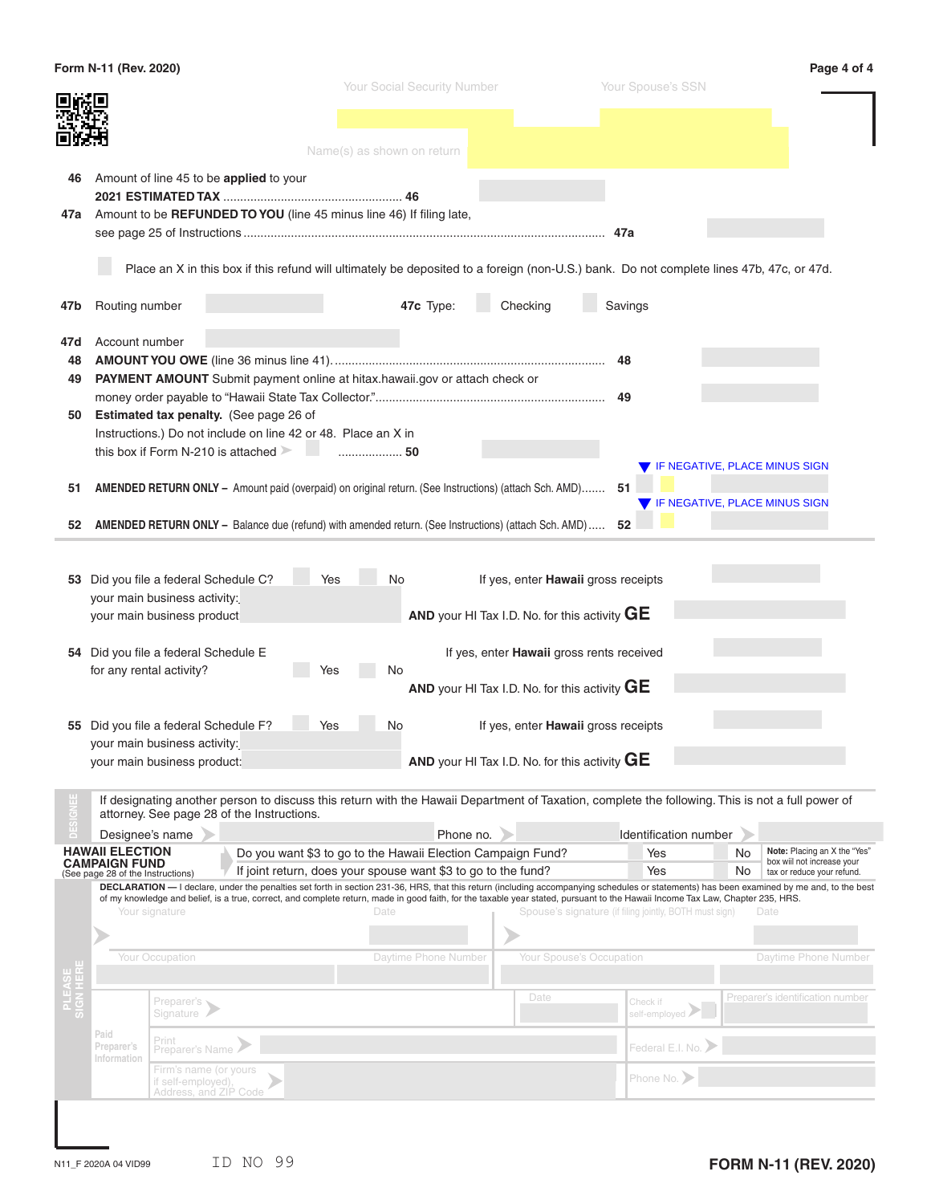Form N-11 (Rev. 2020)

Your Social Security Number | Your Spouse's SSN

Name(s) as shown on return

46 Amount of line 45 to be **applied** to your **2021 ESTIMATED TAX** .................................................... 46

47a Amount to be **REFUNDED TO YOU** (line 45 minus line 46) If filing late, see page 25 of Instructions ........................................................................................................ 47a

☐ Place an X in this box if this refund will ultimately be deposited to a foreign (non-U.S.) bank. Do not complete lines 47b, 47c, or 47d.

47b Routing number | 47c Type: ☐ Checking ☐ Savings

47d Account number

48 **AMOUNT YOU OWE** (line 36 minus line 41)............................................................................. 48

49 **PAYMENT AMOUNT** Submit payment online at hitax.hawaii.gov or attach check or money order payable to "Hawaii State Tax Collector."................................................................... 49

50 **Estimated tax penalty.** (See page 26 of Instructions.) Do not include on line 42 or 48. Place an X in this box if Form N-210 is attached ☐ .................. 50

IF NEGATIVE, PLACE MINUS SIGN

51 **AMENDED RETURN ONLY –** Amount paid (overpaid) on original return. (See Instructions) (attach Sch. AMD)....... 51

IF NEGATIVE, PLACE MINUS SIGN

52 **AMENDED RETURN ONLY –** Balance due (refund) with amended return. (See Instructions) (attach Sch. AMD)..... 52

53 Did you file a federal Schedule C? ☐ Yes ☐ No | If yes, enter **Hawaii** gross receipts
your main business activity:
your main business product | **AND** your HI Tax I.D. No. for this activity **GE**

54 Did you file a federal Schedule E for any rental activity? ☐ Yes ☐ No | If yes, enter **Hawaii** gross rents received
**AND** your HI Tax I.D. No. for this activity **GE**

55 Did you file a federal Schedule F? ☐ Yes ☐ No | If yes, enter **Hawaii** gross receipts
your main business activity:
your main business product: | **AND** your HI Tax I.D. No. for this activity **GE**

**DESIGNEE**

If designating another person to discuss this return with the Hawaii Department of Taxation, complete the following. This is not a full power of attorney. See page 28 of the Instructions.

Designee's name | Phone no. | Identification number

**HAWAII ELECTION CAMPAIGN FUND** (See page 28 of the Instructions)

Do you want $3 to go to the Hawaii Election Campaign Fund? ☐ Yes ☐ No

If joint return, does your spouse want $3 to go to the fund? ☐ Yes ☐ No

**Note:** Placing an X the "Yes" box will not increase your tax or reduce your refund.

**PLEASE SIGN HERE**

**DECLARATION —** I declare, under the penalties set forth in section 231-36, HRS, that this return (including accompanying schedules or statements) has been examined by me and, to the best of my knowledge and belief, is a true, correct, and complete return, made in good faith, for the taxable year stated, pursuant to the Hawaii Income Tax Law, Chapter 235, HRS.

| Your signature | Date | Spouse's signature (if filing jointly, BOTH must sign) | Date |
|---|---|---|---|
| Your Occupation | Daytime Phone Number | Your Spouse's Occupation | Daytime Phone Number |

**Paid Preparer's Information**

| | | | |
|---|---|---|---|
| Preparer's Signature | Date | Check if self-employed ☐ | Preparer's identification number |
| Print Preparer's Name | | Federal E.I. No. | |
| Firm's name (or yours if self-employed), Address, and ZIP Code | | Phone No. | |

N11_F 2020A 04 VID99

ID NO 99

FORM N-11 (REV. 2020)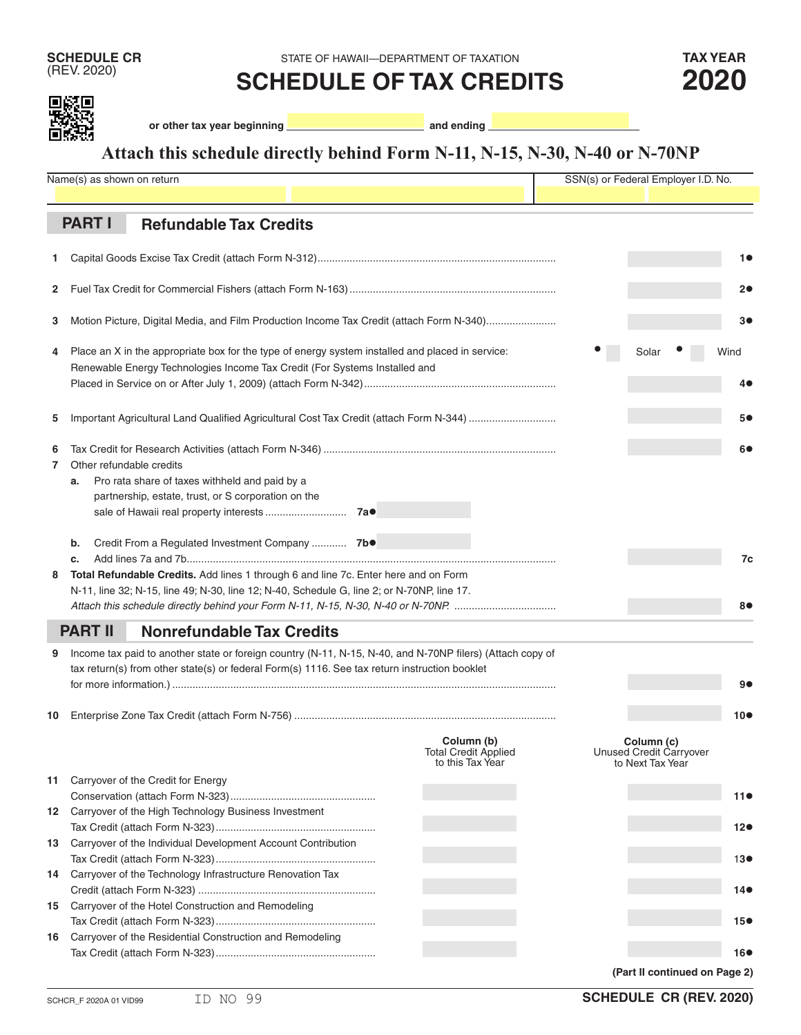SCHEDULE CR
(REV. 2020)

STATE OF HAWAII—DEPARTMENT OF TAXATION

# SCHEDULE OF TAX CREDITS

TAX YEAR
**2020**

or other tax year beginning ____________ and ending ____________

**Attach this schedule directly behind Form N-11, N-15, N-30, N-40 or N-70NP**

| Name(s) as shown on return | SSN(s) or Federal Employer I.D. No. |
|---|---|
| | |

## PART I Refundable Tax Credits

| | | | |
|---|---|---|---|
| 1 | Capital Goods Excise Tax Credit (attach Form N-312) | | 1● |
| 2 | Fuel Tax Credit for Commercial Fishers (attach Form N-163) | | 2● |
| 3 | Motion Picture, Digital Media, and Film Production Income Tax Credit (attach Form N-340) | | 3● |
| 4 | Place an X in the appropriate box for the type of energy system installed and placed in service: ● ☐ Solar ● ☐ Wind<br>Renewable Energy Technologies Income Tax Credit (For Systems Installed and Placed in Service on or After July 1, 2009) (attach Form N-342) | | 4● |
| 5 | Important Agricultural Land Qualified Agricultural Cost Tax Credit (attach Form N-344) | | 5● |
| 6 | Tax Credit for Research Activities (attach Form N-346) | | 6● |
| 7 | Other refundable credits | | |
| | a. Pro rata share of taxes withheld and paid by a partnership, estate, trust, or S corporation on the sale of Hawaii real property interests | 7a● | |
| | b. Credit From a Regulated Investment Company | 7b● | |
| | c. Add lines 7a and 7b | | 7c |
| 8 | **Total Refundable Credits.** Add lines 1 through 6 and line 7c. Enter here and on Form N-11, line 32; N-15, line 49; N-30, line 12; N-40, Schedule G, line 2; or N-70NP, line 17.<br>*Attach this schedule directly behind your Form N-11, N-15, N-30, N-40 or N-70NP.* | | 8● |

## PART II Nonrefundable Tax Credits

| | | | |
|---|---|---|---|
| 9 | Income tax paid to another state or foreign country (N-11, N-15, N-40, and N-70NP filers) (Attach copy of tax return(s) from other state(s) or federal Form(s) 1116. See tax return instruction booklet for more information.) | | 9● |
| 10 | Enterprise Zone Tax Credit (attach Form N-756) | | 10● |

| | | Column (b) Total Credit Applied to this Tax Year | Column (c) Unused Credit Carryover to Next Tax Year | |
|---|---|---|---|---|
| 11 | Carryover of the Credit for Energy Conservation (attach Form N-323) | | | 11● |
| 12 | Carryover of the High Technology Business Investment Tax Credit (attach Form N-323) | | | 12● |
| 13 | Carryover of the Individual Development Account Contribution Tax Credit (attach Form N-323) | | | 13● |
| 14 | Carryover of the Technology Infrastructure Renovation Tax Credit (attach Form N-323) | | | 14● |
| 15 | Carryover of the Hotel Construction and Remodeling Tax Credit (attach Form N-323) | | | 15● |
| 16 | Carryover of the Residential Construction and Remodeling Tax Credit (attach Form N-323) | | | 16● |

**(Part II continued on Page 2)**

SCHCR_F 2020A 01 VID99 ID NO 99 **SCHEDULE CR (REV. 2020)**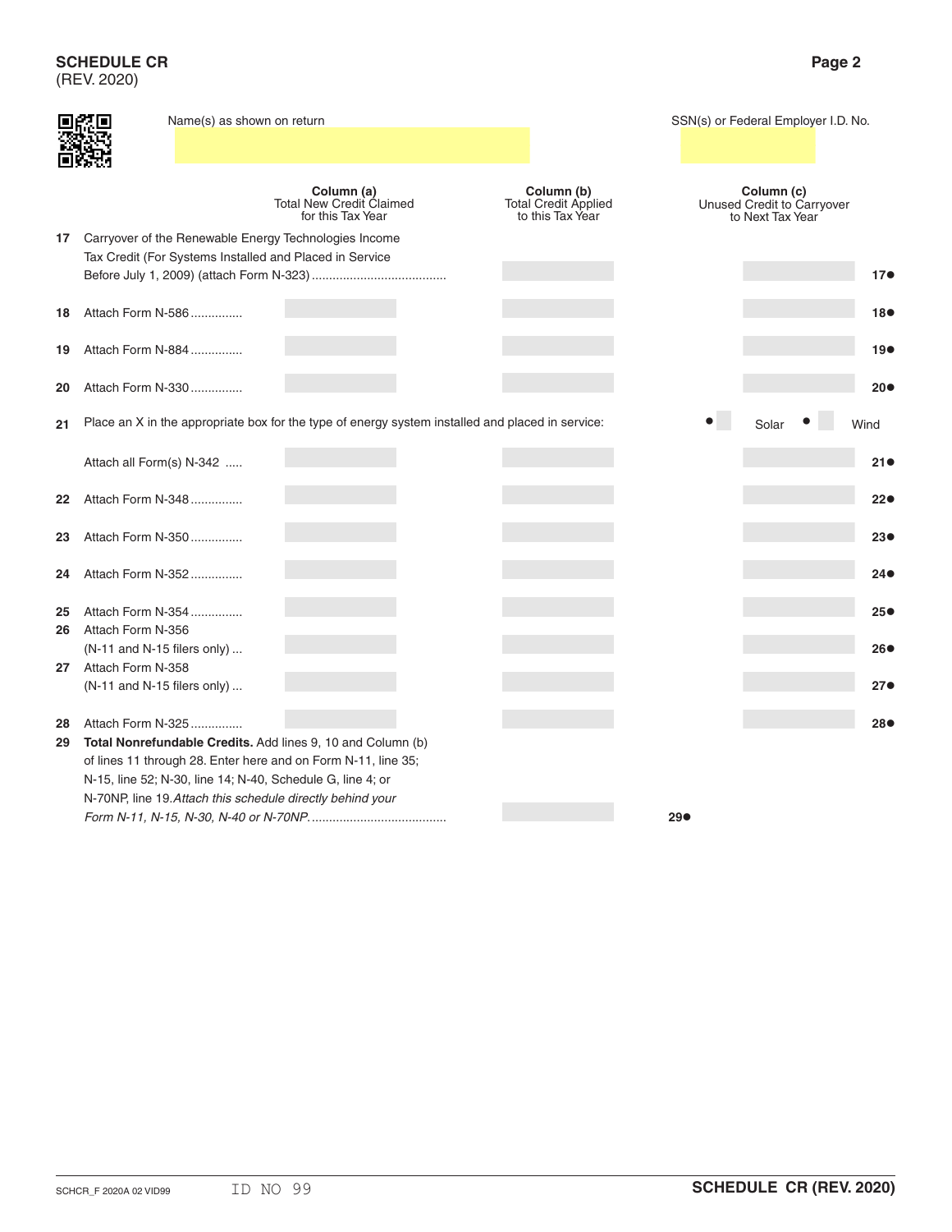**SCHEDULE CR**
(REV. 2020)

Name(s) as shown on return

SSN(s) or Federal Employer I.D. No.

| | | Column (a) Total New Credit Claimed for this Tax Year | Column (b) Total Credit Applied to this Tax Year | Column (c) Unused Credit to Carryover to Next Tax Year | |
|---|---|---|---|---|---|
| 17 | Carryover of the Renewable Energy Technologies Income Tax Credit (For Systems Installed and Placed in Service Before July 1, 2009) (attach Form N-323) | | | | 17● |
| 18 | Attach Form N-586 | | | | 18● |
| 19 | Attach Form N-884 | | | | 19● |
| 20 | Attach Form N-330 | | | | 20● |
| 21 | Place an X in the appropriate box for the type of energy system installed and placed in service: ● Solar ● Wind | | | | |
| | Attach all Form(s) N-342 | | | | 21● |
| 22 | Attach Form N-348 | | | | 22● |
| 23 | Attach Form N-350 | | | | 23● |
| 24 | Attach Form N-352 | | | | 24● |
| 25 | Attach Form N-354 | | | | 25● |
| 26 | Attach Form N-356 (N-11 and N-15 filers only) | | | | 26● |
| 27 | Attach Form N-358 (N-11 and N-15 filers only) | | | | 27● |
| 28 | Attach Form N-325 | | | | 28● |
| 29 | **Total Nonrefundable Credits.** Add lines 9, 10 and Column (b) of lines 11 through 28. Enter here and on Form N-11, line 35; N-15, line 52; N-30, line 14; N-40, Schedule G, line 4; or N-70NP, line 19. *Attach this schedule directly behind your Form N-11, N-15, N-30, N-40 or N-70NP.* | | | 29● | |

SCHCR_F 2020A 02 VID99 ID NO 99

**SCHEDULE CR (REV. 2020)**